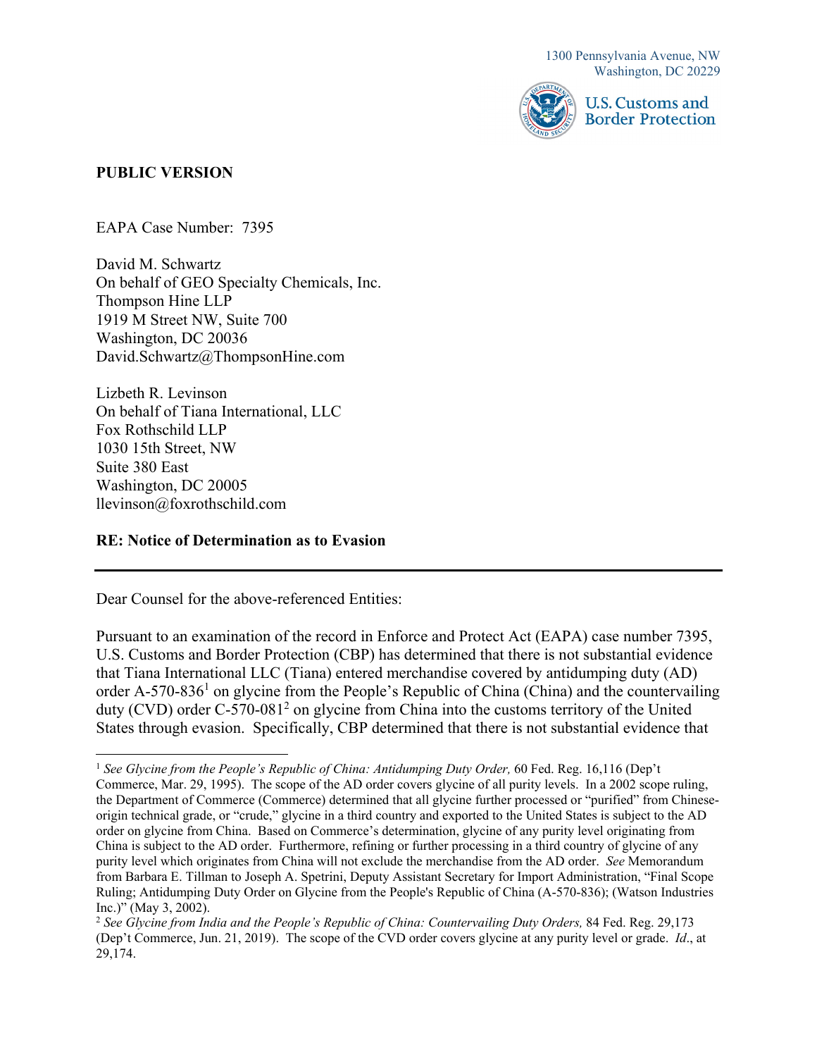1300 Pennsylvania Avenue, NW
Washington, DC 20229

U.S. Customs and Border Protection

**PUBLIC VERSION**

EAPA Case Number: 7395

David M. Schwartz
On behalf of GEO Specialty Chemicals, Inc.
Thompson Hine LLP
1919 M Street NW, Suite 700
Washington, DC 20036
David.Schwartz@ThompsonHine.com

Lizbeth R. Levinson
On behalf of Tiana International, LLC
Fox Rothschild LLP
1030 15th Street, NW
Suite 380 East
Washington, DC 20005
llevinson@foxrothschild.com

**RE: Notice of Determination as to Evasion**

---

Dear Counsel for the above-referenced Entities:

Pursuant to an examination of the record in Enforce and Protect Act (EAPA) case number 7395, U.S. Customs and Border Protection (CBP) has determined that there is not substantial evidence that Tiana International LLC (Tiana) entered merchandise covered by antidumping duty (AD) order A-570-836[1] on glycine from the People's Republic of China (China) and the countervailing duty (CVD) order C-570-081[2] on glycine from China into the customs territory of the United States through evasion. Specifically, CBP determined that there is not substantial evidence that

---

[1] *See Glycine from the People's Republic of China: Antidumping Duty Order,* 60 Fed. Reg. 16,116 (Dep't Commerce, Mar. 29, 1995). The scope of the AD order covers glycine of all purity levels. In a 2002 scope ruling, the Department of Commerce (Commerce) determined that all glycine further processed or "purified" from Chinese-origin technical grade, or "crude," glycine in a third country and exported to the United States is subject to the AD order on glycine from China. Based on Commerce's determination, glycine of any purity level originating from China is subject to the AD order. Furthermore, refining or further processing in a third country of glycine of any purity level which originates from China will not exclude the merchandise from the AD order. *See* Memorandum from Barbara E. Tillman to Joseph A. Spetrini, Deputy Assistant Secretary for Import Administration, "Final Scope Ruling; Antidumping Duty Order on Glycine from the People's Republic of China (A-570-836); (Watson Industries Inc.)" (May 3, 2002).

[2] *See Glycine from India and the People's Republic of China: Countervailing Duty Orders,* 84 Fed. Reg. 29,173 (Dep't Commerce, Jun. 21, 2019). The scope of the CVD order covers glycine at any purity level or grade. *Id*., at 29,174.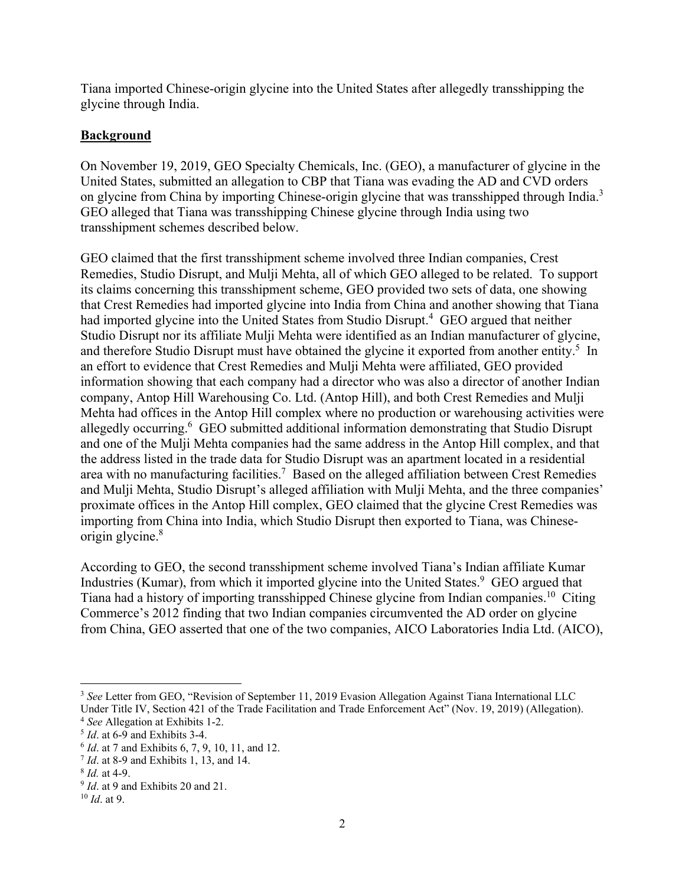Tiana imported Chinese-origin glycine into the United States after allegedly transshipping the glycine through India.

**Background**

On November 19, 2019, GEO Specialty Chemicals, Inc. (GEO), a manufacturer of glycine in the United States, submitted an allegation to CBP that Tiana was evading the AD and CVD orders on glycine from China by importing Chinese-origin glycine that was transshipped through India.[3] GEO alleged that Tiana was transshipping Chinese glycine through India using two transshipment schemes described below.

GEO claimed that the first transshipment scheme involved three Indian companies, Crest Remedies, Studio Disrupt, and Mulji Mehta, all of which GEO alleged to be related. To support its claims concerning this transshipment scheme, GEO provided two sets of data, one showing that Crest Remedies had imported glycine into India from China and another showing that Tiana had imported glycine into the United States from Studio Disrupt.[4] GEO argued that neither Studio Disrupt nor its affiliate Mulji Mehta were identified as an Indian manufacturer of glycine, and therefore Studio Disrupt must have obtained the glycine it exported from another entity.[5] In an effort to evidence that Crest Remedies and Mulji Mehta were affiliated, GEO provided information showing that each company had a director who was also a director of another Indian company, Antop Hill Warehousing Co. Ltd. (Antop Hill), and both Crest Remedies and Mulji Mehta had offices in the Antop Hill complex where no production or warehousing activities were allegedly occurring.[6] GEO submitted additional information demonstrating that Studio Disrupt and one of the Mulji Mehta companies had the same address in the Antop Hill complex, and that the address listed in the trade data for Studio Disrupt was an apartment located in a residential area with no manufacturing facilities.[7] Based on the alleged affiliation between Crest Remedies and Mulji Mehta, Studio Disrupt's alleged affiliation with Mulji Mehta, and the three companies' proximate offices in the Antop Hill complex, GEO claimed that the glycine Crest Remedies was importing from China into India, which Studio Disrupt then exported to Tiana, was Chinese-origin glycine.[8]

According to GEO, the second transshipment scheme involved Tiana's Indian affiliate Kumar Industries (Kumar), from which it imported glycine into the United States.[9] GEO argued that Tiana had a history of importing transshipped Chinese glycine from Indian companies.[10] Citing Commerce's 2012 finding that two Indian companies circumvented the AD order on glycine from China, GEO asserted that one of the two companies, AICO Laboratories India Ltd. (AICO),

---

[3] *See* Letter from GEO, "Revision of September 11, 2019 Evasion Allegation Against Tiana International LLC Under Title IV, Section 421 of the Trade Facilitation and Trade Enforcement Act" (Nov. 19, 2019) (Allegation).

[4] *See* Allegation at Exhibits 1-2.

[5] *Id*. at 6-9 and Exhibits 3-4.

[6] *Id*. at 7 and Exhibits 6, 7, 9, 10, 11, and 12.

[7] *Id*. at 8-9 and Exhibits 1, 13, and 14.

[8] *Id.* at 4-9.

[9] *Id*. at 9 and Exhibits 20 and 21.

[10] *Id*. at 9.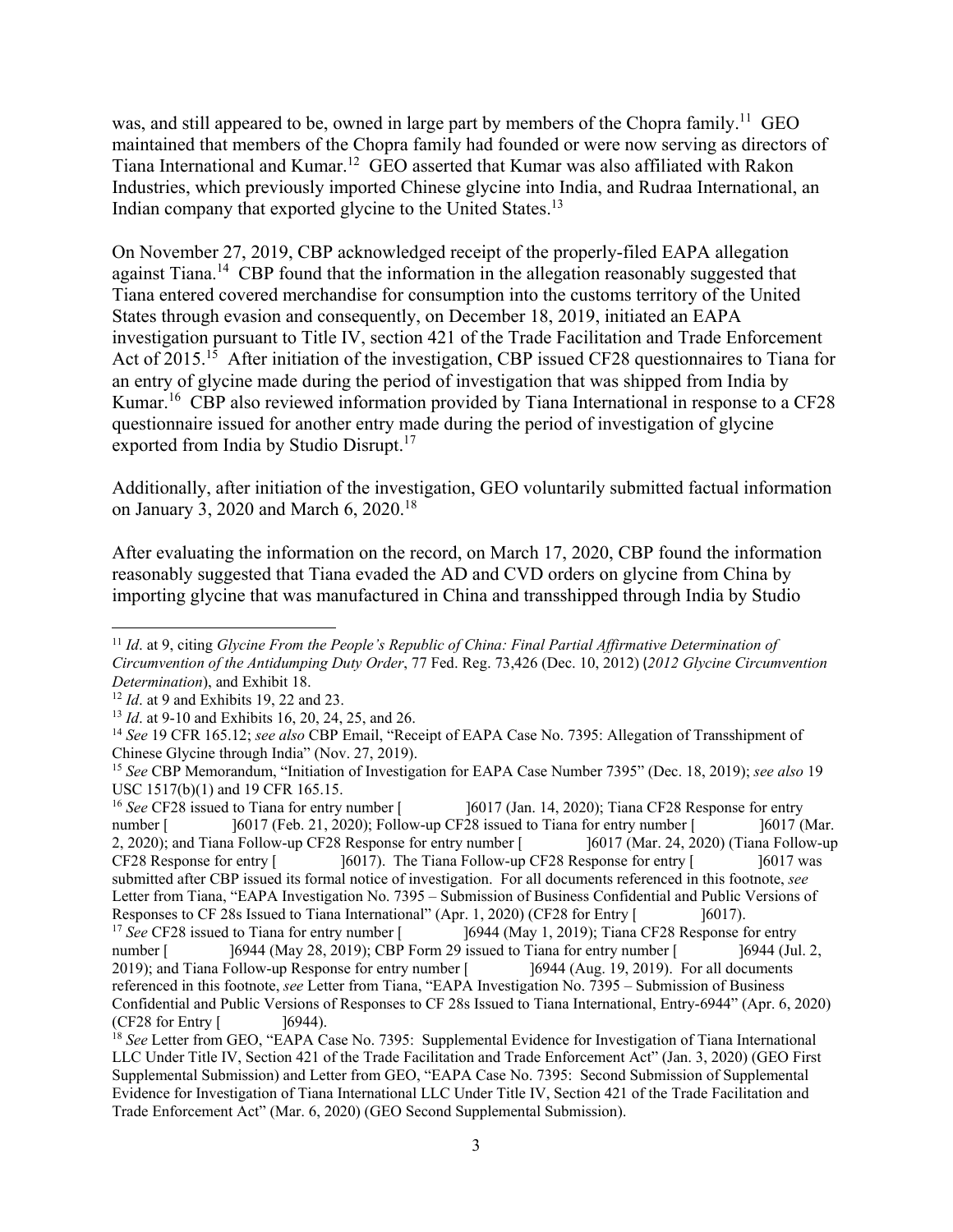was, and still appeared to be, owned in large part by members of the Chopra family.[11] GEO maintained that members of the Chopra family had founded or were now serving as directors of Tiana International and Kumar.[12] GEO asserted that Kumar was also affiliated with Rakon Industries, which previously imported Chinese glycine into India, and Rudraa International, an Indian company that exported glycine to the United States.[13]

On November 27, 2019, CBP acknowledged receipt of the properly-filed EAPA allegation against Tiana.[14] CBP found that the information in the allegation reasonably suggested that Tiana entered covered merchandise for consumption into the customs territory of the United States through evasion and consequently, on December 18, 2019, initiated an EAPA investigation pursuant to Title IV, section 421 of the Trade Facilitation and Trade Enforcement Act of 2015.[15] After initiation of the investigation, CBP issued CF28 questionnaires to Tiana for an entry of glycine made during the period of investigation that was shipped from India by Kumar.[16] CBP also reviewed information provided by Tiana International in response to a CF28 questionnaire issued for another entry made during the period of investigation of glycine exported from India by Studio Disrupt.[17]

Additionally, after initiation of the investigation, GEO voluntarily submitted factual information on January 3, 2020 and March 6, 2020.[18]

After evaluating the information on the record, on March 17, 2020, CBP found the information reasonably suggested that Tiana evaded the AD and CVD orders on glycine from China by importing glycine that was manufactured in China and transshipped through India by Studio

---

[11] *Id*. at 9, citing *Glycine From the People's Republic of China: Final Partial Affirmative Determination of Circumvention of the Antidumping Duty Order*, 77 Fed. Reg. 73,426 (Dec. 10, 2012) (*2012 Glycine Circumvention Determination*), and Exhibit 18.

[12] *Id*. at 9 and Exhibits 19, 22 and 23.

[13] *Id*. at 9-10 and Exhibits 16, 20, 24, 25, and 26.

[14] *See* 19 CFR 165.12; *see also* CBP Email, "Receipt of EAPA Case No. 7395: Allegation of Transshipment of Chinese Glycine through India" (Nov. 27, 2019).

[15] *See* CBP Memorandum, "Initiation of Investigation for EAPA Case Number 7395" (Dec. 18, 2019); *see also* 19 USC 1517(b)(1) and 19 CFR 165.15.

[16] *See* CF28 issued to Tiana for entry number [ ]6017 (Jan. 14, 2020); Tiana CF28 Response for entry number [ ]6017 (Feb. 21, 2020); Follow-up CF28 issued to Tiana for entry number [ ]6017 (Mar. 2, 2020); and Tiana Follow-up CF28 Response for entry number [ ]6017 (Mar. 24, 2020) (Tiana Follow-up CF28 Response for entry [ ]6017). The Tiana Follow-up CF28 Response for entry [ ]6017 was submitted after CBP issued its formal notice of investigation. For all documents referenced in this footnote, *see* Letter from Tiana, "EAPA Investigation No. 7395 – Submission of Business Confidential and Public Versions of Responses to CF 28s Issued to Tiana International" (Apr. 1, 2020) (CF28 for Entry [ ]6017).

[17] *See* CF28 issued to Tiana for entry number [ ]6944 (May 1, 2019); Tiana CF28 Response for entry number [ ]6944 (May 28, 2019); CBP Form 29 issued to Tiana for entry number [ ]6944 (Jul. 2, 2019); and Tiana Follow-up Response for entry number [ ]6944 (Aug. 19, 2019). For all documents referenced in this footnote, *see* Letter from Tiana, "EAPA Investigation No. 7395 – Submission of Business Confidential and Public Versions of Responses to CF 28s Issued to Tiana International, Entry-6944" (Apr. 6, 2020) (CF28 for Entry [ ]6944).

[18] *See* Letter from GEO, "EAPA Case No. 7395: Supplemental Evidence for Investigation of Tiana International LLC Under Title IV, Section 421 of the Trade Facilitation and Trade Enforcement Act" (Jan. 3, 2020) (GEO First Supplemental Submission) and Letter from GEO, "EAPA Case No. 7395: Second Submission of Supplemental Evidence for Investigation of Tiana International LLC Under Title IV, Section 421 of the Trade Facilitation and Trade Enforcement Act" (Mar. 6, 2020) (GEO Second Supplemental Submission).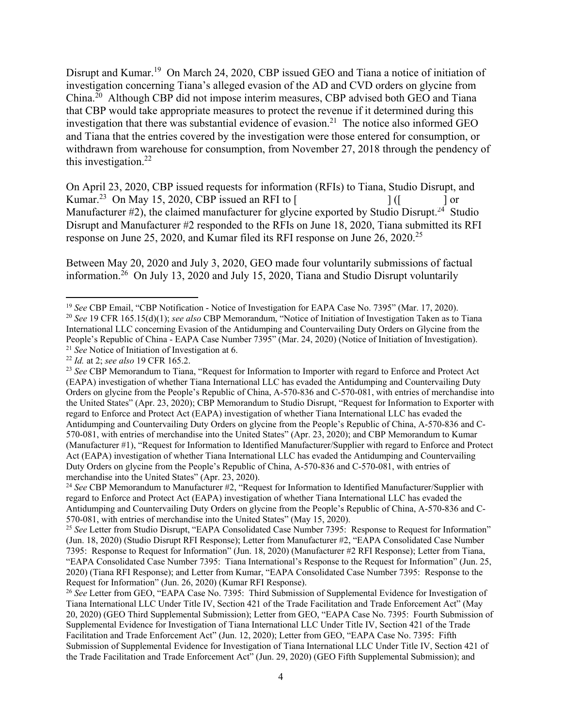Disrupt and Kumar.[19] On March 24, 2020, CBP issued GEO and Tiana a notice of initiation of investigation concerning Tiana's alleged evasion of the AD and CVD orders on glycine from China.[20] Although CBP did not impose interim measures, CBP advised both GEO and Tiana that CBP would take appropriate measures to protect the revenue if it determined during this investigation that there was substantial evidence of evasion.[21] The notice also informed GEO and Tiana that the entries covered by the investigation were those entered for consumption, or withdrawn from warehouse for consumption, from November 27, 2018 through the pendency of this investigation.[22]

On April 23, 2020, CBP issued requests for information (RFIs) to Tiana, Studio Disrupt, and Kumar.[23] On May 15, 2020, CBP issued an RFI to [ ] ([ ] or Manufacturer #2), the claimed manufacturer for glycine exported by Studio Disrupt.[24] Studio Disrupt and Manufacturer #2 responded to the RFIs on June 18, 2020, Tiana submitted its RFI response on June 25, 2020, and Kumar filed its RFI response on June 26, 2020.[25]

Between May 20, 2020 and July 3, 2020, GEO made four voluntarily submissions of factual information.[26] On July 13, 2020 and July 15, 2020, Tiana and Studio Disrupt voluntarily

---

[19] *See* CBP Email, "CBP Notification - Notice of Investigation for EAPA Case No. 7395" (Mar. 17, 2020).

[20] *See* 19 CFR 165.15(d)(1); *see also* CBP Memorandum, "Notice of Initiation of Investigation Taken as to Tiana International LLC concerning Evasion of the Antidumping and Countervailing Duty Orders on Glycine from the People's Republic of China - EAPA Case Number 7395" (Mar. 24, 2020) (Notice of Initiation of Investigation).

[21] *See* Notice of Initiation of Investigation at 6.

[22] *Id.* at 2; *see also* 19 CFR 165.2.

[23] *See* CBP Memorandum to Tiana, "Request for Information to Importer with regard to Enforce and Protect Act (EAPA) investigation of whether Tiana International LLC has evaded the Antidumping and Countervailing Duty Orders on glycine from the People's Republic of China, A-570-836 and C-570-081, with entries of merchandise into the United States" (Apr. 23, 2020); CBP Memorandum to Studio Disrupt, "Request for Information to Exporter with regard to Enforce and Protect Act (EAPA) investigation of whether Tiana International LLC has evaded the Antidumping and Countervailing Duty Orders on glycine from the People's Republic of China, A-570-836 and C-570-081, with entries of merchandise into the United States" (Apr. 23, 2020); and CBP Memorandum to Kumar (Manufacturer #1), "Request for Information to Identified Manufacturer/Supplier with regard to Enforce and Protect Act (EAPA) investigation of whether Tiana International LLC has evaded the Antidumping and Countervailing Duty Orders on glycine from the People's Republic of China, A-570-836 and C-570-081, with entries of merchandise into the United States" (Apr. 23, 2020).

[24] *See* CBP Memorandum to Manufacturer #2, "Request for Information to Identified Manufacturer/Supplier with regard to Enforce and Protect Act (EAPA) investigation of whether Tiana International LLC has evaded the Antidumping and Countervailing Duty Orders on glycine from the People's Republic of China, A-570-836 and C-570-081, with entries of merchandise into the United States" (May 15, 2020).

[25] *See* Letter from Studio Disrupt, "EAPA Consolidated Case Number 7395: Response to Request for Information" (Jun. 18, 2020) (Studio Disrupt RFI Response); Letter from Manufacturer #2, "EAPA Consolidated Case Number 7395: Response to Request for Information" (Jun. 18, 2020) (Manufacturer #2 RFI Response); Letter from Tiana, "EAPA Consolidated Case Number 7395: Tiana International's Response to the Request for Information" (Jun. 25, 2020) (Tiana RFI Response); and Letter from Kumar, "EAPA Consolidated Case Number 7395: Response to the Request for Information" (Jun. 26, 2020) (Kumar RFI Response).

[26] *See* Letter from GEO, "EAPA Case No. 7395: Third Submission of Supplemental Evidence for Investigation of Tiana International LLC Under Title IV, Section 421 of the Trade Facilitation and Trade Enforcement Act" (May 20, 2020) (GEO Third Supplemental Submission); Letter from GEO, "EAPA Case No. 7395: Fourth Submission of Supplemental Evidence for Investigation of Tiana International LLC Under Title IV, Section 421 of the Trade Facilitation and Trade Enforcement Act" (Jun. 12, 2020); Letter from GEO, "EAPA Case No. 7395: Fifth Submission of Supplemental Evidence for Investigation of Tiana International LLC Under Title IV, Section 421 of the Trade Facilitation and Trade Enforcement Act" (Jun. 29, 2020) (GEO Fifth Supplemental Submission); and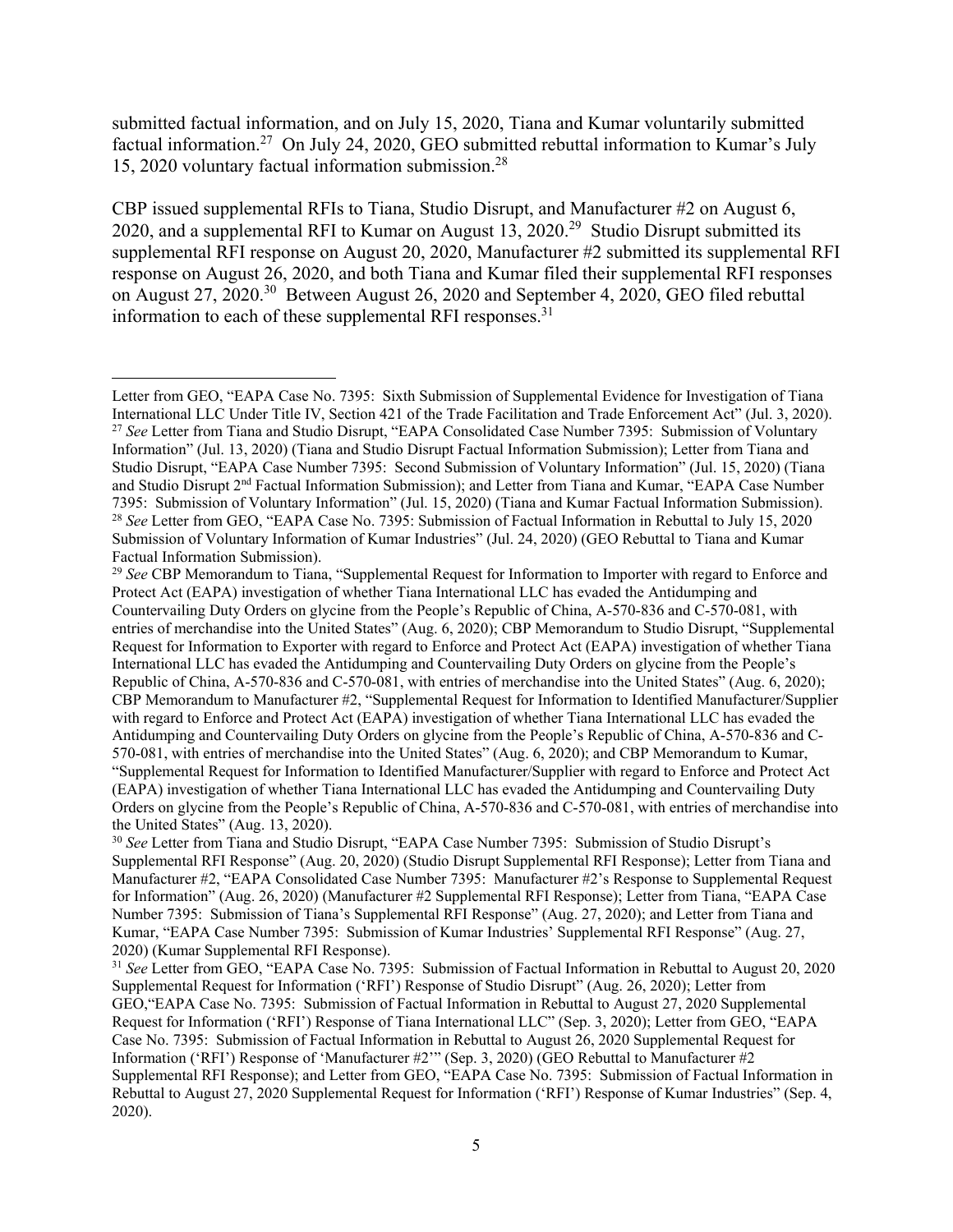submitted factual information, and on July 15, 2020, Tiana and Kumar voluntarily submitted factual information.[27] On July 24, 2020, GEO submitted rebuttal information to Kumar's July 15, 2020 voluntary factual information submission.[28]

CBP issued supplemental RFIs to Tiana, Studio Disrupt, and Manufacturer #2 on August 6, 2020, and a supplemental RFI to Kumar on August 13, 2020.[29] Studio Disrupt submitted its supplemental RFI response on August 20, 2020, Manufacturer #2 submitted its supplemental RFI response on August 26, 2020, and both Tiana and Kumar filed their supplemental RFI responses on August 27, 2020.[30] Between August 26, 2020 and September 4, 2020, GEO filed rebuttal information to each of these supplemental RFI responses.[31]

---

Letter from GEO, "EAPA Case No. 7395: Sixth Submission of Supplemental Evidence for Investigation of Tiana International LLC Under Title IV, Section 421 of the Trade Facilitation and Trade Enforcement Act" (Jul. 3, 2020).

[27] *See* Letter from Tiana and Studio Disrupt, "EAPA Consolidated Case Number 7395: Submission of Voluntary Information" (Jul. 13, 2020) (Tiana and Studio Disrupt Factual Information Submission); Letter from Tiana and Studio Disrupt, "EAPA Case Number 7395: Second Submission of Voluntary Information" (Jul. 15, 2020) (Tiana and Studio Disrupt 2nd Factual Information Submission); and Letter from Tiana and Kumar, "EAPA Case Number 7395: Submission of Voluntary Information" (Jul. 15, 2020) (Tiana and Kumar Factual Information Submission).

[28] *See* Letter from GEO, "EAPA Case No. 7395: Submission of Factual Information in Rebuttal to July 15, 2020 Submission of Voluntary Information of Kumar Industries" (Jul. 24, 2020) (GEO Rebuttal to Tiana and Kumar Factual Information Submission).

[29] *See* CBP Memorandum to Tiana, "Supplemental Request for Information to Importer with regard to Enforce and Protect Act (EAPA) investigation of whether Tiana International LLC has evaded the Antidumping and Countervailing Duty Orders on glycine from the People's Republic of China, A-570-836 and C-570-081, with entries of merchandise into the United States" (Aug. 6, 2020); CBP Memorandum to Studio Disrupt, "Supplemental Request for Information to Exporter with regard to Enforce and Protect Act (EAPA) investigation of whether Tiana International LLC has evaded the Antidumping and Countervailing Duty Orders on glycine from the People's Republic of China, A-570-836 and C-570-081, with entries of merchandise into the United States" (Aug. 6, 2020); CBP Memorandum to Manufacturer #2, "Supplemental Request for Information to Identified Manufacturer/Supplier with regard to Enforce and Protect Act (EAPA) investigation of whether Tiana International LLC has evaded the Antidumping and Countervailing Duty Orders on glycine from the People's Republic of China, A-570-836 and C-570-081, with entries of merchandise into the United States" (Aug. 6, 2020); and CBP Memorandum to Kumar, "Supplemental Request for Information to Identified Manufacturer/Supplier with regard to Enforce and Protect Act (EAPA) investigation of whether Tiana International LLC has evaded the Antidumping and Countervailing Duty Orders on glycine from the People's Republic of China, A-570-836 and C-570-081, with entries of merchandise into the United States" (Aug. 13, 2020).

[30] *See* Letter from Tiana and Studio Disrupt, "EAPA Case Number 7395: Submission of Studio Disrupt's Supplemental RFI Response" (Aug. 20, 2020) (Studio Disrupt Supplemental RFI Response); Letter from Tiana and Manufacturer #2, "EAPA Consolidated Case Number 7395: Manufacturer #2's Response to Supplemental Request for Information" (Aug. 26, 2020) (Manufacturer #2 Supplemental RFI Response); Letter from Tiana, "EAPA Case Number 7395: Submission of Tiana's Supplemental RFI Response" (Aug. 27, 2020); and Letter from Tiana and Kumar, "EAPA Case Number 7395: Submission of Kumar Industries' Supplemental RFI Response" (Aug. 27, 2020) (Kumar Supplemental RFI Response).

[31] *See* Letter from GEO, "EAPA Case No. 7395: Submission of Factual Information in Rebuttal to August 20, 2020 Supplemental Request for Information ('RFI') Response of Studio Disrupt" (Aug. 26, 2020); Letter from GEO,"EAPA Case No. 7395: Submission of Factual Information in Rebuttal to August 27, 2020 Supplemental Request for Information ('RFI') Response of Tiana International LLC" (Sep. 3, 2020); Letter from GEO, "EAPA Case No. 7395: Submission of Factual Information in Rebuttal to August 26, 2020 Supplemental Request for Information ('RFI') Response of 'Manufacturer #2'" (Sep. 3, 2020) (GEO Rebuttal to Manufacturer #2 Supplemental RFI Response); and Letter from GEO, "EAPA Case No. 7395: Submission of Factual Information in Rebuttal to August 27, 2020 Supplemental Request for Information ('RFI') Response of Kumar Industries" (Sep. 4, 2020).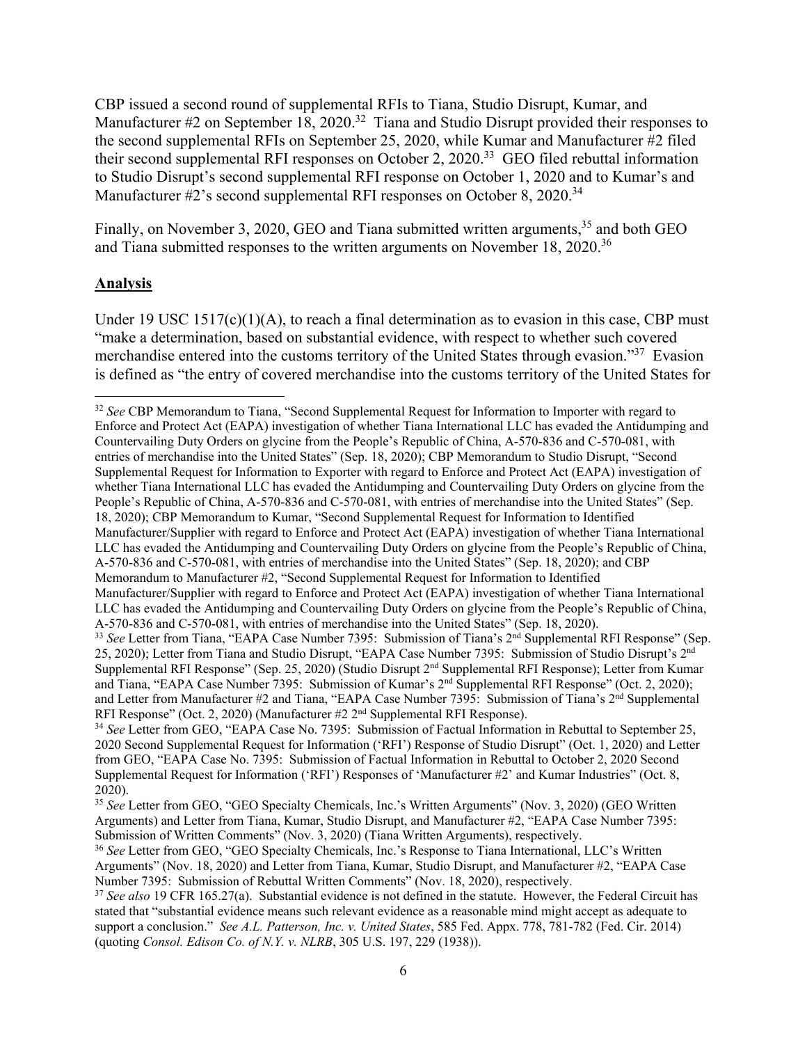CBP issued a second round of supplemental RFIs to Tiana, Studio Disrupt, Kumar, and Manufacturer #2 on September 18, 2020.[32] Tiana and Studio Disrupt provided their responses to the second supplemental RFIs on September 25, 2020, while Kumar and Manufacturer #2 filed their second supplemental RFI responses on October 2, 2020.[33] GEO filed rebuttal information to Studio Disrupt's second supplemental RFI response on October 1, 2020 and to Kumar's and Manufacturer #2's second supplemental RFI responses on October 8, 2020.[34]

Finally, on November 3, 2020, GEO and Tiana submitted written arguments,[35] and both GEO and Tiana submitted responses to the written arguments on November 18, 2020.[36]

## Analysis

Under 19 USC 1517(c)(1)(A), to reach a final determination as to evasion in this case, CBP must "make a determination, based on substantial evidence, with respect to whether such covered merchandise entered into the customs territory of the United States through evasion."[37] Evasion is defined as "the entry of covered merchandise into the customs territory of the United States for

---

[32] *See* CBP Memorandum to Tiana, "Second Supplemental Request for Information to Importer with regard to Enforce and Protect Act (EAPA) investigation of whether Tiana International LLC has evaded the Antidumping and Countervailing Duty Orders on glycine from the People's Republic of China, A-570-836 and C-570-081, with entries of merchandise into the United States" (Sep. 18, 2020); CBP Memorandum to Studio Disrupt, "Second Supplemental Request for Information to Exporter with regard to Enforce and Protect Act (EAPA) investigation of whether Tiana International LLC has evaded the Antidumping and Countervailing Duty Orders on glycine from the People's Republic of China, A-570-836 and C-570-081, with entries of merchandise into the United States" (Sep. 18, 2020); CBP Memorandum to Kumar, "Second Supplemental Request for Information to Identified Manufacturer/Supplier with regard to Enforce and Protect Act (EAPA) investigation of whether Tiana International LLC has evaded the Antidumping and Countervailing Duty Orders on glycine from the People's Republic of China, A-570-836 and C-570-081, with entries of merchandise into the United States" (Sep. 18, 2020); and CBP Memorandum to Manufacturer #2, "Second Supplemental Request for Information to Identified Manufacturer/Supplier with regard to Enforce and Protect Act (EAPA) investigation of whether Tiana International LLC has evaded the Antidumping and Countervailing Duty Orders on glycine from the People's Republic of China, A-570-836 and C-570-081, with entries of merchandise into the United States" (Sep. 18, 2020).

[33] *See* Letter from Tiana, "EAPA Case Number 7395: Submission of Tiana's 2nd Supplemental RFI Response" (Sep. 25, 2020); Letter from Tiana and Studio Disrupt, "EAPA Case Number 7395: Submission of Studio Disrupt's 2nd Supplemental RFI Response" (Sep. 25, 2020) (Studio Disrupt 2nd Supplemental RFI Response); Letter from Kumar and Tiana, "EAPA Case Number 7395: Submission of Kumar's 2nd Supplemental RFI Response" (Oct. 2, 2020); and Letter from Manufacturer #2 and Tiana, "EAPA Case Number 7395: Submission of Tiana's 2nd Supplemental RFI Response" (Oct. 2, 2020) (Manufacturer #2 2nd Supplemental RFI Response).

[34] *See* Letter from GEO, "EAPA Case No. 7395: Submission of Factual Information in Rebuttal to September 25, 2020 Second Supplemental Request for Information ('RFI') Response of Studio Disrupt" (Oct. 1, 2020) and Letter from GEO, "EAPA Case No. 7395: Submission of Factual Information in Rebuttal to October 2, 2020 Second Supplemental Request for Information ('RFI') Responses of 'Manufacturer #2' and Kumar Industries" (Oct. 8, 2020).

[35] *See* Letter from GEO, "GEO Specialty Chemicals, Inc.'s Written Arguments" (Nov. 3, 2020) (GEO Written Arguments) and Letter from Tiana, Kumar, Studio Disrupt, and Manufacturer #2, "EAPA Case Number 7395: Submission of Written Comments" (Nov. 3, 2020) (Tiana Written Arguments), respectively.

[36] *See* Letter from GEO, "GEO Specialty Chemicals, Inc.'s Response to Tiana International, LLC's Written Arguments" (Nov. 18, 2020) and Letter from Tiana, Kumar, Studio Disrupt, and Manufacturer #2, "EAPA Case Number 7395: Submission of Rebuttal Written Comments" (Nov. 18, 2020), respectively.

[37] *See also* 19 CFR 165.27(a). Substantial evidence is not defined in the statute. However, the Federal Circuit has stated that "substantial evidence means such relevant evidence as a reasonable mind might accept as adequate to support a conclusion." *See A.L. Patterson, Inc. v. United States*, 585 Fed. Appx. 778, 781-782 (Fed. Cir. 2014) (quoting *Consol. Edison Co. of N.Y. v. NLRB*, 305 U.S. 197, 229 (1938)).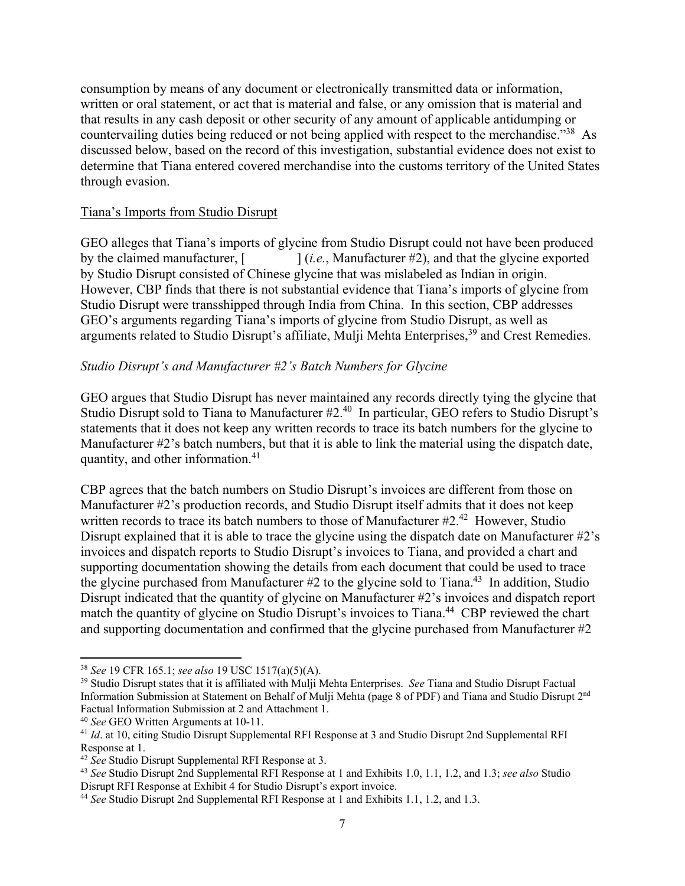consumption by means of any document or electronically transmitted data or information, written or oral statement, or act that is material and false, or any omission that is material and that results in any cash deposit or other security of any amount of applicable antidumping or countervailing duties being reduced or not being applied with respect to the merchandise."[38] As discussed below, based on the record of this investigation, substantial evidence does not exist to determine that Tiana entered covered merchandise into the customs territory of the United States through evasion.

<u>Tiana's Imports from Studio Disrupt</u>

GEO alleges that Tiana's imports of glycine from Studio Disrupt could not have been produced by the claimed manufacturer, [ ] (*i.e.*, Manufacturer #2), and that the glycine exported by Studio Disrupt consisted of Chinese glycine that was mislabeled as Indian in origin. However, CBP finds that there is not substantial evidence that Tiana's imports of glycine from Studio Disrupt were transshipped through India from China. In this section, CBP addresses GEO's arguments regarding Tiana's imports of glycine from Studio Disrupt, as well as arguments related to Studio Disrupt's affiliate, Mulji Mehta Enterprises,[39] and Crest Remedies.

*Studio Disrupt's and Manufacturer #2's Batch Numbers for Glycine*

GEO argues that Studio Disrupt has never maintained any records directly tying the glycine that Studio Disrupt sold to Tiana to Manufacturer #2.[40] In particular, GEO refers to Studio Disrupt's statements that it does not keep any written records to trace its batch numbers for the glycine to Manufacturer #2's batch numbers, but that it is able to link the material using the dispatch date, quantity, and other information.[41]

CBP agrees that the batch numbers on Studio Disrupt's invoices are different from those on Manufacturer #2's production records, and Studio Disrupt itself admits that it does not keep written records to trace its batch numbers to those of Manufacturer #2.[42] However, Studio Disrupt explained that it is able to trace the glycine using the dispatch date on Manufacturer #2's invoices and dispatch reports to Studio Disrupt's invoices to Tiana, and provided a chart and supporting documentation showing the details from each document that could be used to trace the glycine purchased from Manufacturer #2 to the glycine sold to Tiana.[43] In addition, Studio Disrupt indicated that the quantity of glycine on Manufacturer #2's invoices and dispatch report match the quantity of glycine on Studio Disrupt's invoices to Tiana.[44] CBP reviewed the chart and supporting documentation and confirmed that the glycine purchased from Manufacturer #2

---

[38] *See* 19 CFR 165.1; *see also* 19 USC 1517(a)(5)(A).

[39] Studio Disrupt states that it is affiliated with Mulji Mehta Enterprises. *See* Tiana and Studio Disrupt Factual Information Submission at Statement on Behalf of Mulji Mehta (page 8 of PDF) and Tiana and Studio Disrupt 2nd Factual Information Submission at 2 and Attachment 1.

[40] *See* GEO Written Arguments at 10-11.

[41] *Id*. at 10, citing Studio Disrupt Supplemental RFI Response at 3 and Studio Disrupt 2nd Supplemental RFI Response at 1.

[42] *See* Studio Disrupt Supplemental RFI Response at 3.

[43] *See* Studio Disrupt 2nd Supplemental RFI Response at 1 and Exhibits 1.0, 1.1, 1.2, and 1.3; *see also* Studio Disrupt RFI Response at Exhibit 4 for Studio Disrupt's export invoice.

[44] *See* Studio Disrupt 2nd Supplemental RFI Response at 1 and Exhibits 1.1, 1.2, and 1.3.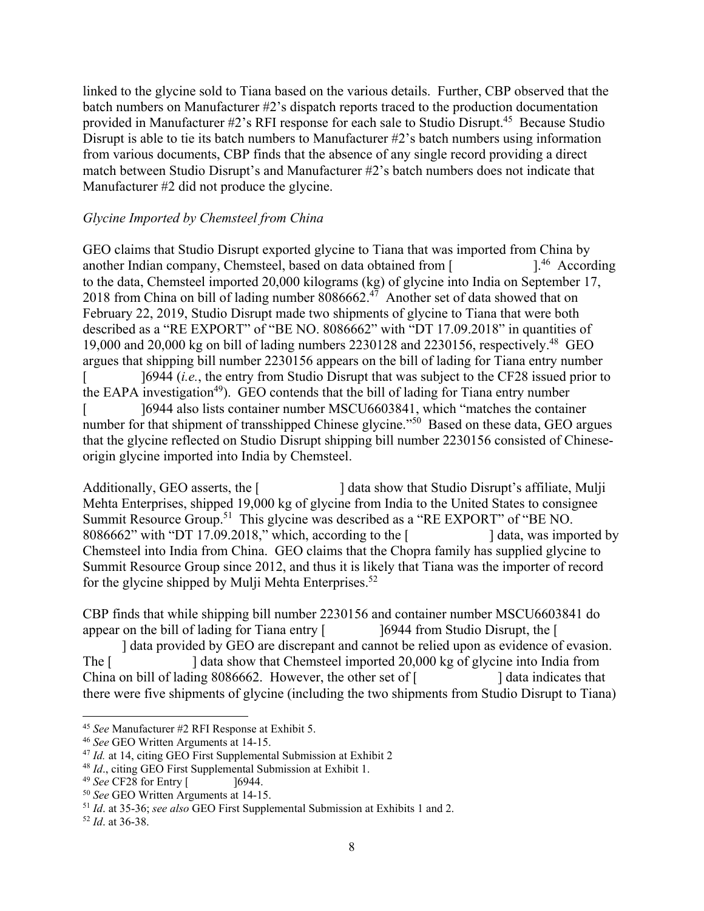linked to the glycine sold to Tiana based on the various details. Further, CBP observed that the batch numbers on Manufacturer #2's dispatch reports traced to the production documentation provided in Manufacturer #2's RFI response for each sale to Studio Disrupt.[45] Because Studio Disrupt is able to tie its batch numbers to Manufacturer #2's batch numbers using information from various documents, CBP finds that the absence of any single record providing a direct match between Studio Disrupt's and Manufacturer #2's batch numbers does not indicate that Manufacturer #2 did not produce the glycine.

*Glycine Imported by Chemsteel from China*

GEO claims that Studio Disrupt exported glycine to Tiana that was imported from China by another Indian company, Chemsteel, based on data obtained from [ ].[46] According to the data, Chemsteel imported 20,000 kilograms (kg) of glycine into India on September 17, 2018 from China on bill of lading number 8086662.[47] Another set of data showed that on February 22, 2019, Studio Disrupt made two shipments of glycine to Tiana that were both described as a "RE EXPORT" of "BE NO. 8086662" with "DT 17.09.2018" in quantities of 19,000 and 20,000 kg on bill of lading numbers 2230128 and 2230156, respectively.[48] GEO argues that shipping bill number 2230156 appears on the bill of lading for Tiana entry number [ ]6944 (*i.e.*, the entry from Studio Disrupt that was subject to the CF28 issued prior to the EAPA investigation[49]). GEO contends that the bill of lading for Tiana entry number [ ]6944 also lists container number MSCU6603841, which "matches the container number for that shipment of transshipped Chinese glycine."[50] Based on these data, GEO argues that the glycine reflected on Studio Disrupt shipping bill number 2230156 consisted of Chinese-origin glycine imported into India by Chemsteel.

Additionally, GEO asserts, the [ ] data show that Studio Disrupt's affiliate, Mulji Mehta Enterprises, shipped 19,000 kg of glycine from India to the United States to consignee Summit Resource Group.[51] This glycine was described as a "RE EXPORT" of "BE NO. 8086662" with "DT 17.09.2018," which, according to the [ ] data, was imported by Chemsteel into India from China. GEO claims that the Chopra family has supplied glycine to Summit Resource Group since 2012, and thus it is likely that Tiana was the importer of record for the glycine shipped by Mulji Mehta Enterprises.[52]

CBP finds that while shipping bill number 2230156 and container number MSCU6603841 do appear on the bill of lading for Tiana entry [ ]6944 from Studio Disrupt, the [ ] data provided by GEO are discrepant and cannot be relied upon as evidence of evasion. The [ ] data show that Chemsteel imported 20,000 kg of glycine into India from China on bill of lading 8086662. However, the other set of [ ] data indicates that there were five shipments of glycine (including the two shipments from Studio Disrupt to Tiana)

---

[45] *See* Manufacturer #2 RFI Response at Exhibit 5.
[46] *See* GEO Written Arguments at 14-15.
[47] *Id.* at 14, citing GEO First Supplemental Submission at Exhibit 2
[48] *Id*., citing GEO First Supplemental Submission at Exhibit 1.
[49] *See* CF28 for Entry [ ]6944.
[50] *See* GEO Written Arguments at 14-15.
[51] *Id*. at 35-36; *see also* GEO First Supplemental Submission at Exhibits 1 and 2.
[52] *Id*. at 36-38.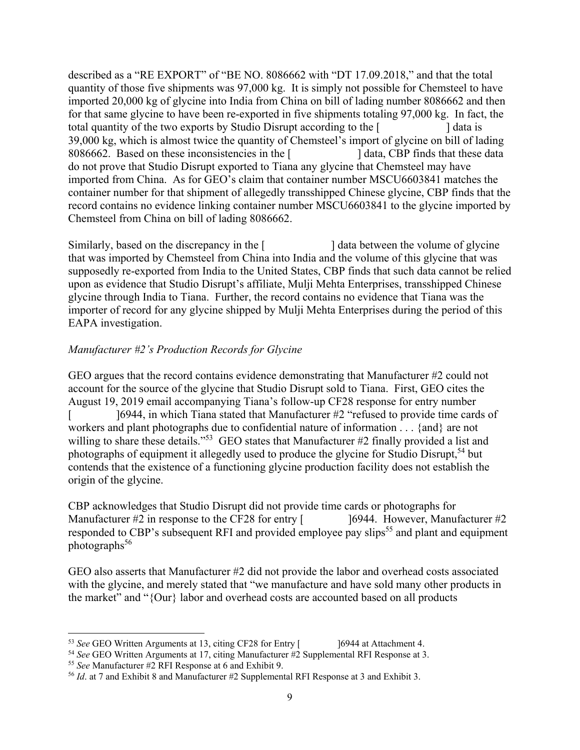described as a "RE EXPORT" of "BE NO. 8086662 with "DT 17.09.2018," and that the total quantity of those five shipments was 97,000 kg. It is simply not possible for Chemsteel to have imported 20,000 kg of glycine into India from China on bill of lading number 8086662 and then for that same glycine to have been re-exported in five shipments totaling 97,000 kg. In fact, the total quantity of the two exports by Studio Disrupt according to the [ ] data is 39,000 kg, which is almost twice the quantity of Chemsteel's import of glycine on bill of lading 8086662. Based on these inconsistencies in the [ ] data, CBP finds that these data do not prove that Studio Disrupt exported to Tiana any glycine that Chemsteel may have imported from China. As for GEO's claim that container number MSCU6603841 matches the container number for that shipment of allegedly transshipped Chinese glycine, CBP finds that the record contains no evidence linking container number MSCU6603841 to the glycine imported by Chemsteel from China on bill of lading 8086662.

Similarly, based on the discrepancy in the [ ] data between the volume of glycine that was imported by Chemsteel from China into India and the volume of this glycine that was supposedly re-exported from India to the United States, CBP finds that such data cannot be relied upon as evidence that Studio Disrupt's affiliate, Mulji Mehta Enterprises, transshipped Chinese glycine through India to Tiana. Further, the record contains no evidence that Tiana was the importer of record for any glycine shipped by Mulji Mehta Enterprises during the period of this EAPA investigation.

*Manufacturer #2's Production Records for Glycine*

GEO argues that the record contains evidence demonstrating that Manufacturer #2 could not account for the source of the glycine that Studio Disrupt sold to Tiana. First, GEO cites the August 19, 2019 email accompanying Tiana's follow-up CF28 response for entry number [ ]6944, in which Tiana stated that Manufacturer #2 "refused to provide time cards of workers and plant photographs due to confidential nature of information . . . {and} are not willing to share these details."[53] GEO states that Manufacturer #2 finally provided a list and photographs of equipment it allegedly used to produce the glycine for Studio Disrupt,[54] but contends that the existence of a functioning glycine production facility does not establish the origin of the glycine.

CBP acknowledges that Studio Disrupt did not provide time cards or photographs for Manufacturer #2 in response to the CF28 for entry [ ]6944. However, Manufacturer #2 responded to CBP's subsequent RFI and provided employee pay slips[55] and plant and equipment photographs[56]

GEO also asserts that Manufacturer #2 did not provide the labor and overhead costs associated with the glycine, and merely stated that "we manufacture and have sold many other products in the market" and "{Our} labor and overhead costs are accounted based on all products

---

[53] *See* GEO Written Arguments at 13, citing CF28 for Entry [ ]6944 at Attachment 4.

[54] *See* GEO Written Arguments at 17, citing Manufacturer #2 Supplemental RFI Response at 3.

[55] *See* Manufacturer #2 RFI Response at 6 and Exhibit 9.

[56] *Id*. at 7 and Exhibit 8 and Manufacturer #2 Supplemental RFI Response at 3 and Exhibit 3.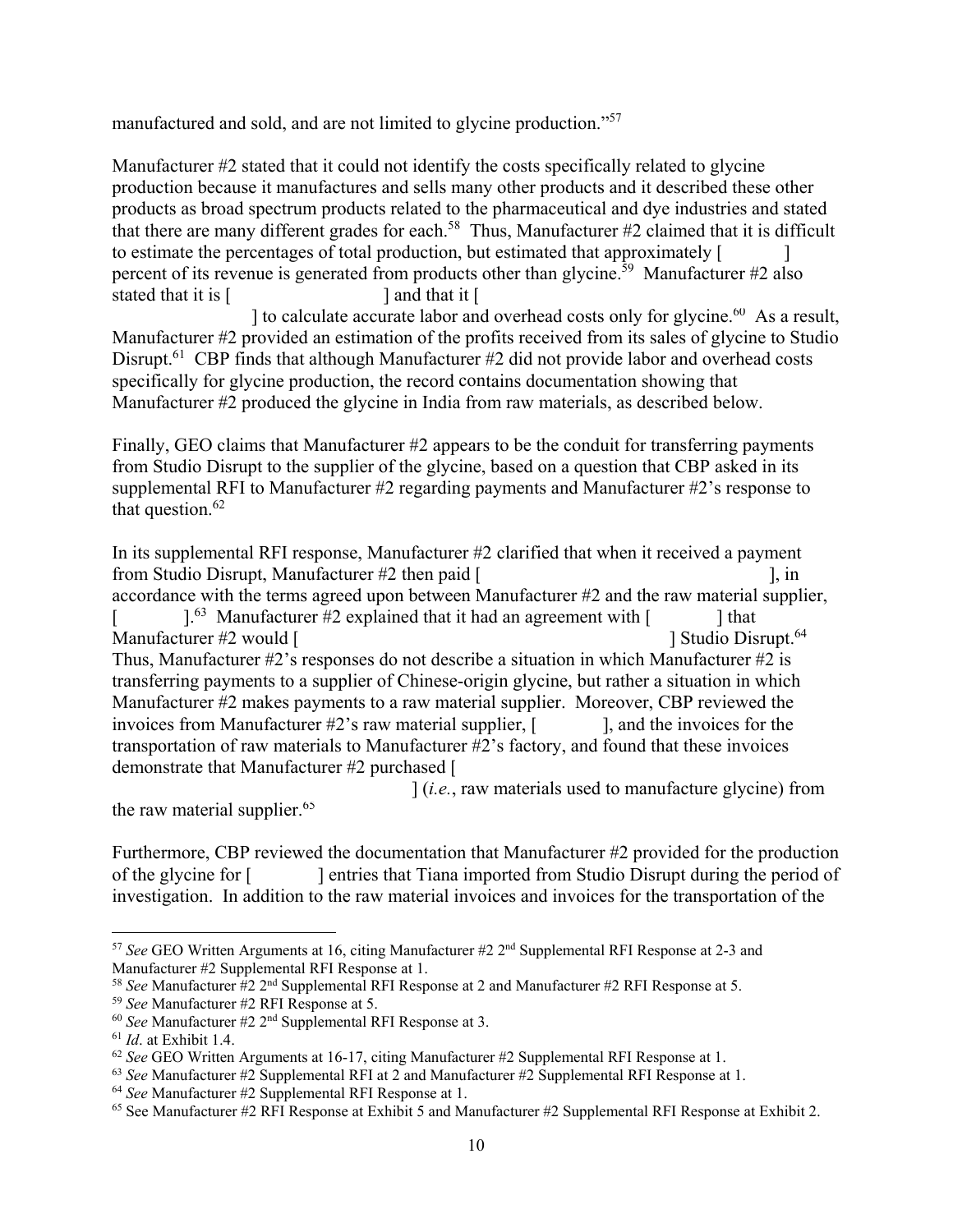manufactured and sold, and are not limited to glycine production."[57]

Manufacturer #2 stated that it could not identify the costs specifically related to glycine production because it manufactures and sells many other products and it described these other products as broad spectrum products related to the pharmaceutical and dye industries and stated that there are many different grades for each.[58] Thus, Manufacturer #2 claimed that it is difficult to estimate the percentages of total production, but estimated that approximately [ ] percent of its revenue is generated from products other than glycine.[59] Manufacturer #2 also stated that it is [ ] and that it [ ] to calculate accurate labor and overhead costs only for glycine.[60] As a result, Manufacturer #2 provided an estimation of the profits received from its sales of glycine to Studio Disrupt.[61] CBP finds that although Manufacturer #2 did not provide labor and overhead costs specifically for glycine production, the record contains documentation showing that Manufacturer #2 produced the glycine in India from raw materials, as described below.

Finally, GEO claims that Manufacturer #2 appears to be the conduit for transferring payments from Studio Disrupt to the supplier of the glycine, based on a question that CBP asked in its supplemental RFI to Manufacturer #2 regarding payments and Manufacturer #2's response to that question.[62]

In its supplemental RFI response, Manufacturer #2 clarified that when it received a payment from Studio Disrupt, Manufacturer #2 then paid [ ], in accordance with the terms agreed upon between Manufacturer #2 and the raw material supplier, [ ].[63] Manufacturer #2 explained that it had an agreement with [ ] that Manufacturer #2 would [ ] Studio Disrupt.[64] Thus, Manufacturer #2's responses do not describe a situation in which Manufacturer #2 is transferring payments to a supplier of Chinese-origin glycine, but rather a situation in which Manufacturer #2 makes payments to a raw material supplier. Moreover, CBP reviewed the invoices from Manufacturer #2's raw material supplier, [ ], and the invoices for the transportation of raw materials to Manufacturer #2's factory, and found that these invoices demonstrate that Manufacturer #2 purchased [ ] (*i.e.*, raw materials used to manufacture glycine) from the raw material supplier.[65]

Furthermore, CBP reviewed the documentation that Manufacturer #2 provided for the production of the glycine for [ ] entries that Tiana imported from Studio Disrupt during the period of investigation. In addition to the raw material invoices and invoices for the transportation of the

---

[57] *See* GEO Written Arguments at 16, citing Manufacturer #2 2nd Supplemental RFI Response at 2-3 and Manufacturer #2 Supplemental RFI Response at 1.

[58] *See* Manufacturer #2 2nd Supplemental RFI Response at 2 and Manufacturer #2 RFI Response at 5.

[59] *See* Manufacturer #2 RFI Response at 5.

[60] *See* Manufacturer #2 2nd Supplemental RFI Response at 3.

[61] *Id*. at Exhibit 1.4.

[62] *See* GEO Written Arguments at 16-17, citing Manufacturer #2 Supplemental RFI Response at 1.

[63] *See* Manufacturer #2 Supplemental RFI at 2 and Manufacturer #2 Supplemental RFI Response at 1.

[64] *See* Manufacturer #2 Supplemental RFI Response at 1.

[65] See Manufacturer #2 RFI Response at Exhibit 5 and Manufacturer #2 Supplemental RFI Response at Exhibit 2.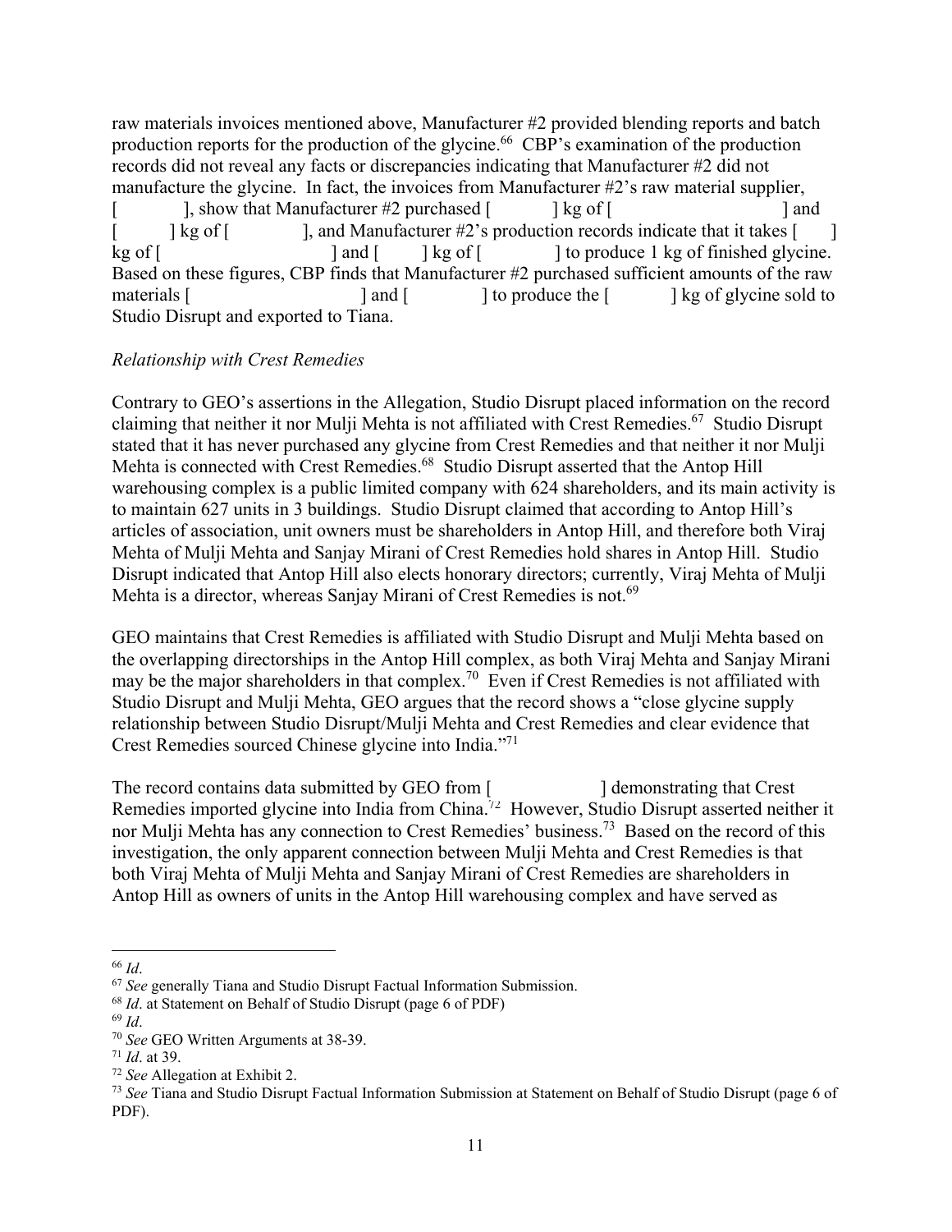raw materials invoices mentioned above, Manufacturer #2 provided blending reports and batch production reports for the production of the glycine.[66] CBP's examination of the production records did not reveal any facts or discrepancies indicating that Manufacturer #2 did not manufacture the glycine. In fact, the invoices from Manufacturer #2's raw material supplier, [ ], show that Manufacturer #2 purchased [ ] kg of [ ] and [ ] kg of [ ], and Manufacturer #2's production records indicate that it takes [ ] kg of [ ] and [ ] kg of [ ] to produce 1 kg of finished glycine. Based on these figures, CBP finds that Manufacturer #2 purchased sufficient amounts of the raw materials [ ] and [ ] to produce the [ ] kg of glycine sold to Studio Disrupt and exported to Tiana.

*Relationship with Crest Remedies*

Contrary to GEO's assertions in the Allegation, Studio Disrupt placed information on the record claiming that neither it nor Mulji Mehta is not affiliated with Crest Remedies.[67] Studio Disrupt stated that it has never purchased any glycine from Crest Remedies and that neither it nor Mulji Mehta is connected with Crest Remedies.[68] Studio Disrupt asserted that the Antop Hill warehousing complex is a public limited company with 624 shareholders, and its main activity is to maintain 627 units in 3 buildings. Studio Disrupt claimed that according to Antop Hill's articles of association, unit owners must be shareholders in Antop Hill, and therefore both Viraj Mehta of Mulji Mehta and Sanjay Mirani of Crest Remedies hold shares in Antop Hill. Studio Disrupt indicated that Antop Hill also elects honorary directors; currently, Viraj Mehta of Mulji Mehta is a director, whereas Sanjay Mirani of Crest Remedies is not.[69]

GEO maintains that Crest Remedies is affiliated with Studio Disrupt and Mulji Mehta based on the overlapping directorships in the Antop Hill complex, as both Viraj Mehta and Sanjay Mirani may be the major shareholders in that complex.[70] Even if Crest Remedies is not affiliated with Studio Disrupt and Mulji Mehta, GEO argues that the record shows a "close glycine supply relationship between Studio Disrupt/Mulji Mehta and Crest Remedies and clear evidence that Crest Remedies sourced Chinese glycine into India."[71]

The record contains data submitted by GEO from [ ] demonstrating that Crest Remedies imported glycine into India from China.[72] However, Studio Disrupt asserted neither it nor Mulji Mehta has any connection to Crest Remedies' business.[73] Based on the record of this investigation, the only apparent connection between Mulji Mehta and Crest Remedies is that both Viraj Mehta of Mulji Mehta and Sanjay Mirani of Crest Remedies are shareholders in Antop Hill as owners of units in the Antop Hill warehousing complex and have served as

---

[66] *Id*.

[67] *See* generally Tiana and Studio Disrupt Factual Information Submission.

[68] *Id*. at Statement on Behalf of Studio Disrupt (page 6 of PDF)

[69] *Id*.

[70] *See* GEO Written Arguments at 38-39.

[71] *Id*. at 39.

[72] *See* Allegation at Exhibit 2.

[73] *See* Tiana and Studio Disrupt Factual Information Submission at Statement on Behalf of Studio Disrupt (page 6 of PDF).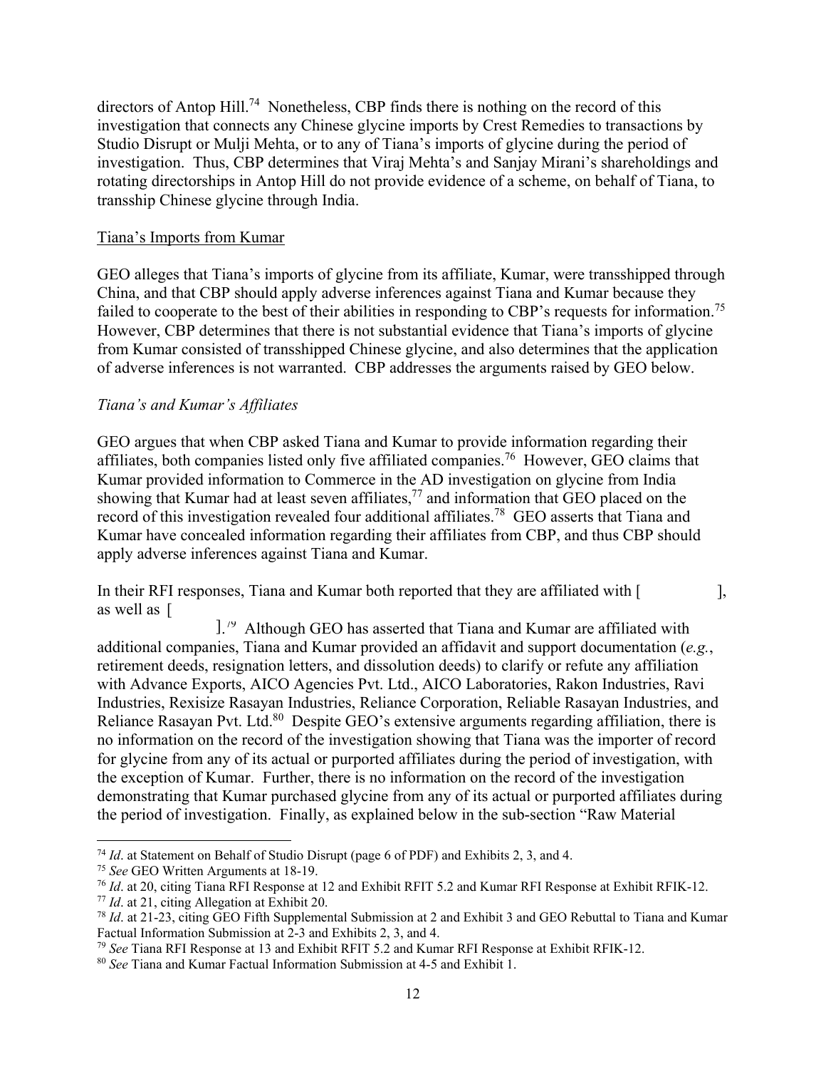directors of Antop Hill.[74] Nonetheless, CBP finds there is nothing on the record of this investigation that connects any Chinese glycine imports by Crest Remedies to transactions by Studio Disrupt or Mulji Mehta, or to any of Tiana's imports of glycine during the period of investigation. Thus, CBP determines that Viraj Mehta's and Sanjay Mirani's shareholdings and rotating directorships in Antop Hill do not provide evidence of a scheme, on behalf of Tiana, to transship Chinese glycine through India.

Tiana's Imports from Kumar

GEO alleges that Tiana's imports of glycine from its affiliate, Kumar, were transshipped through China, and that CBP should apply adverse inferences against Tiana and Kumar because they failed to cooperate to the best of their abilities in responding to CBP's requests for information.[75] However, CBP determines that there is not substantial evidence that Tiana's imports of glycine from Kumar consisted of transshipped Chinese glycine, and also determines that the application of adverse inferences is not warranted. CBP addresses the arguments raised by GEO below.

*Tiana's and Kumar's Affiliates*

GEO argues that when CBP asked Tiana and Kumar to provide information regarding their affiliates, both companies listed only five affiliated companies.[76] However, GEO claims that Kumar provided information to Commerce in the AD investigation on glycine from India showing that Kumar had at least seven affiliates,[77] and information that GEO placed on the record of this investigation revealed four additional affiliates.[78] GEO asserts that Tiana and Kumar have concealed information regarding their affiliates from CBP, and thus CBP should apply adverse inferences against Tiana and Kumar.

In their RFI responses, Tiana and Kumar both reported that they are affiliated with [ ], as well as [ ].[79] Although GEO has asserted that Tiana and Kumar are affiliated with additional companies, Tiana and Kumar provided an affidavit and support documentation (*e.g.*, retirement deeds, resignation letters, and dissolution deeds) to clarify or refute any affiliation with Advance Exports, AICO Agencies Pvt. Ltd., AICO Laboratories, Rakon Industries, Ravi Industries, Rexisize Rasayan Industries, Reliance Corporation, Reliable Rasayan Industries, and Reliance Rasayan Pvt. Ltd.[80] Despite GEO's extensive arguments regarding affiliation, there is no information on the record of the investigation showing that Tiana was the importer of record for glycine from any of its actual or purported affiliates during the period of investigation, with the exception of Kumar. Further, there is no information on the record of the investigation demonstrating that Kumar purchased glycine from any of its actual or purported affiliates during the period of investigation. Finally, as explained below in the sub-section "Raw Material

---

[74] *Id*. at Statement on Behalf of Studio Disrupt (page 6 of PDF) and Exhibits 2, 3, and 4.

[75] *See* GEO Written Arguments at 18-19.

[76] *Id*. at 20, citing Tiana RFI Response at 12 and Exhibit RFIT 5.2 and Kumar RFI Response at Exhibit RFIK-12.

[77] *Id*. at 21, citing Allegation at Exhibit 20.

[78] *Id*. at 21-23, citing GEO Fifth Supplemental Submission at 2 and Exhibit 3 and GEO Rebuttal to Tiana and Kumar Factual Information Submission at 2-3 and Exhibits 2, 3, and 4.

[79] *See* Tiana RFI Response at 13 and Exhibit RFIT 5.2 and Kumar RFI Response at Exhibit RFIK-12.

[80] *See* Tiana and Kumar Factual Information Submission at 4-5 and Exhibit 1.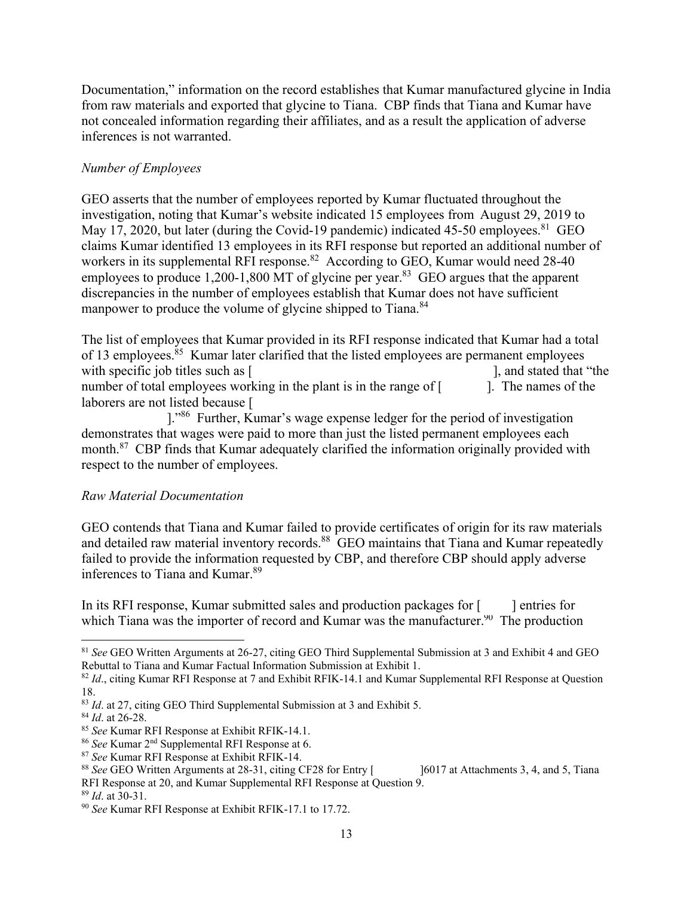Documentation," information on the record establishes that Kumar manufactured glycine in India from raw materials and exported that glycine to Tiana. CBP finds that Tiana and Kumar have not concealed information regarding their affiliates, and as a result the application of adverse inferences is not warranted.

*Number of Employees*

GEO asserts that the number of employees reported by Kumar fluctuated throughout the investigation, noting that Kumar's website indicated 15 employees from August 29, 2019 to May 17, 2020, but later (during the Covid-19 pandemic) indicated 45-50 employees.[81] GEO claims Kumar identified 13 employees in its RFI response but reported an additional number of workers in its supplemental RFI response.[82] According to GEO, Kumar would need 28-40 employees to produce 1,200-1,800 MT of glycine per year.[83] GEO argues that the apparent discrepancies in the number of employees establish that Kumar does not have sufficient manpower to produce the volume of glycine shipped to Tiana.[84]

The list of employees that Kumar provided in its RFI response indicated that Kumar had a total of 13 employees.[85] Kumar later clarified that the listed employees are permanent employees with specific job titles such as [ ], and stated that "the number of total employees working in the plant is in the range of [ ]. The names of the laborers are not listed because [ ]."[86] Further, Kumar's wage expense ledger for the period of investigation demonstrates that wages were paid to more than just the listed permanent employees each month.[87] CBP finds that Kumar adequately clarified the information originally provided with respect to the number of employees.

*Raw Material Documentation*

GEO contends that Tiana and Kumar failed to provide certificates of origin for its raw materials and detailed raw material inventory records.[88] GEO maintains that Tiana and Kumar repeatedly failed to provide the information requested by CBP, and therefore CBP should apply adverse inferences to Tiana and Kumar.[89]

In its RFI response, Kumar submitted sales and production packages for [ ] entries for which Tiana was the importer of record and Kumar was the manufacturer.[90] The production

---

[81] *See* GEO Written Arguments at 26-27, citing GEO Third Supplemental Submission at 3 and Exhibit 4 and GEO Rebuttal to Tiana and Kumar Factual Information Submission at Exhibit 1.

[82] *Id*., citing Kumar RFI Response at 7 and Exhibit RFIK-14.1 and Kumar Supplemental RFI Response at Question 18.

[83] *Id*. at 27, citing GEO Third Supplemental Submission at 3 and Exhibit 5.

[84] *Id*. at 26-28.

[85] *See* Kumar RFI Response at Exhibit RFIK-14.1.

[86] *See* Kumar 2nd Supplemental RFI Response at 6.

[87] *See* Kumar RFI Response at Exhibit RFIK-14.

[88] *See* GEO Written Arguments at 28-31, citing CF28 for Entry [ ]6017 at Attachments 3, 4, and 5, Tiana RFI Response at 20, and Kumar Supplemental RFI Response at Question 9.

[89] *Id*. at 30-31.

[90] *See* Kumar RFI Response at Exhibit RFIK-17.1 to 17.72.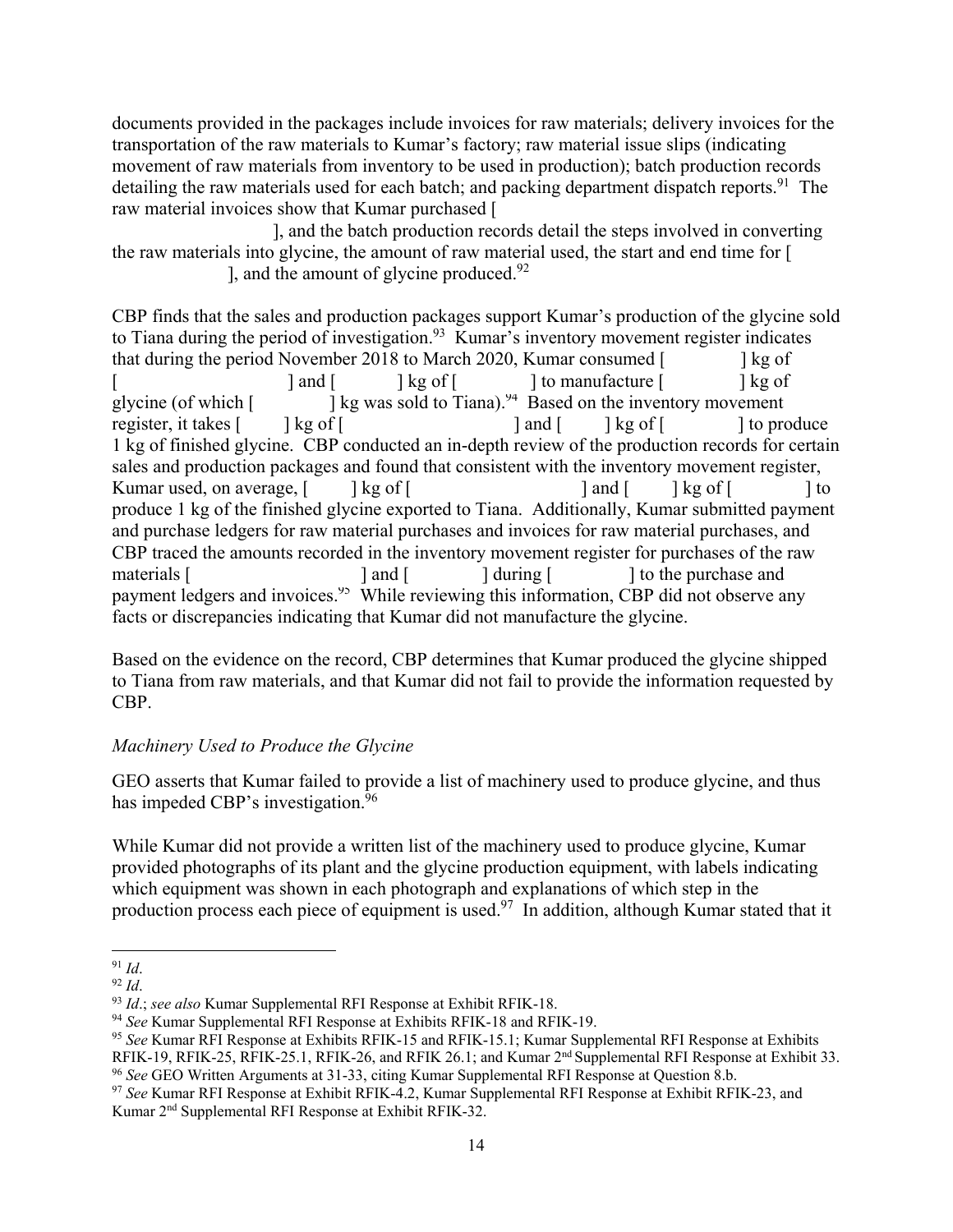documents provided in the packages include invoices for raw materials; delivery invoices for the transportation of the raw materials to Kumar's factory; raw material issue slips (indicating movement of raw materials from inventory to be used in production); batch production records detailing the raw materials used for each batch; and packing department dispatch reports.[91] The raw material invoices show that Kumar purchased [ ], and the batch production records detail the steps involved in converting the raw materials into glycine, the amount of raw material used, the start and end time for [ ], and the amount of glycine produced.[92]

CBP finds that the sales and production packages support Kumar's production of the glycine sold to Tiana during the period of investigation.[93] Kumar's inventory movement register indicates that during the period November 2018 to March 2020, Kumar consumed [ ] kg of [ ] and [ ] kg of [ ] to manufacture [ ] kg of glycine (of which [ ] kg was sold to Tiana).[94] Based on the inventory movement register, it takes [ ] kg of [ ] and [ ] kg of [ ] to produce 1 kg of finished glycine. CBP conducted an in-depth review of the production records for certain sales and production packages and found that consistent with the inventory movement register, Kumar used, on average, [ ] kg of [ ] and [ ] kg of [ ] to produce 1 kg of the finished glycine exported to Tiana. Additionally, Kumar submitted payment and purchase ledgers for raw material purchases and invoices for raw material purchases, and CBP traced the amounts recorded in the inventory movement register for purchases of the raw materials [ ] and [ ] during [ ] to the purchase and payment ledgers and invoices.[95] While reviewing this information, CBP did not observe any facts or discrepancies indicating that Kumar did not manufacture the glycine.

Based on the evidence on the record, CBP determines that Kumar produced the glycine shipped to Tiana from raw materials, and that Kumar did not fail to provide the information requested by CBP.

*Machinery Used to Produce the Glycine*

GEO asserts that Kumar failed to provide a list of machinery used to produce glycine, and thus has impeded CBP's investigation.[96]

While Kumar did not provide a written list of the machinery used to produce glycine, Kumar provided photographs of its plant and the glycine production equipment, with labels indicating which equipment was shown in each photograph and explanations of which step in the production process each piece of equipment is used.[97] In addition, although Kumar stated that it

---

[91] *Id*.

[92] *Id*.

[93] *Id*.; *see also* Kumar Supplemental RFI Response at Exhibit RFIK-18.

[94] *See* Kumar Supplemental RFI Response at Exhibits RFIK-18 and RFIK-19.

[95] *See* Kumar RFI Response at Exhibits RFIK-15 and RFIK-15.1; Kumar Supplemental RFI Response at Exhibits RFIK-19, RFIK-25, RFIK-25.1, RFIK-26, and RFIK 26.1; and Kumar 2nd Supplemental RFI Response at Exhibit 33.

[96] *See* GEO Written Arguments at 31-33, citing Kumar Supplemental RFI Response at Question 8.b.

[97] *See* Kumar RFI Response at Exhibit RFIK-4.2, Kumar Supplemental RFI Response at Exhibit RFIK-23, and Kumar 2nd Supplemental RFI Response at Exhibit RFIK-32.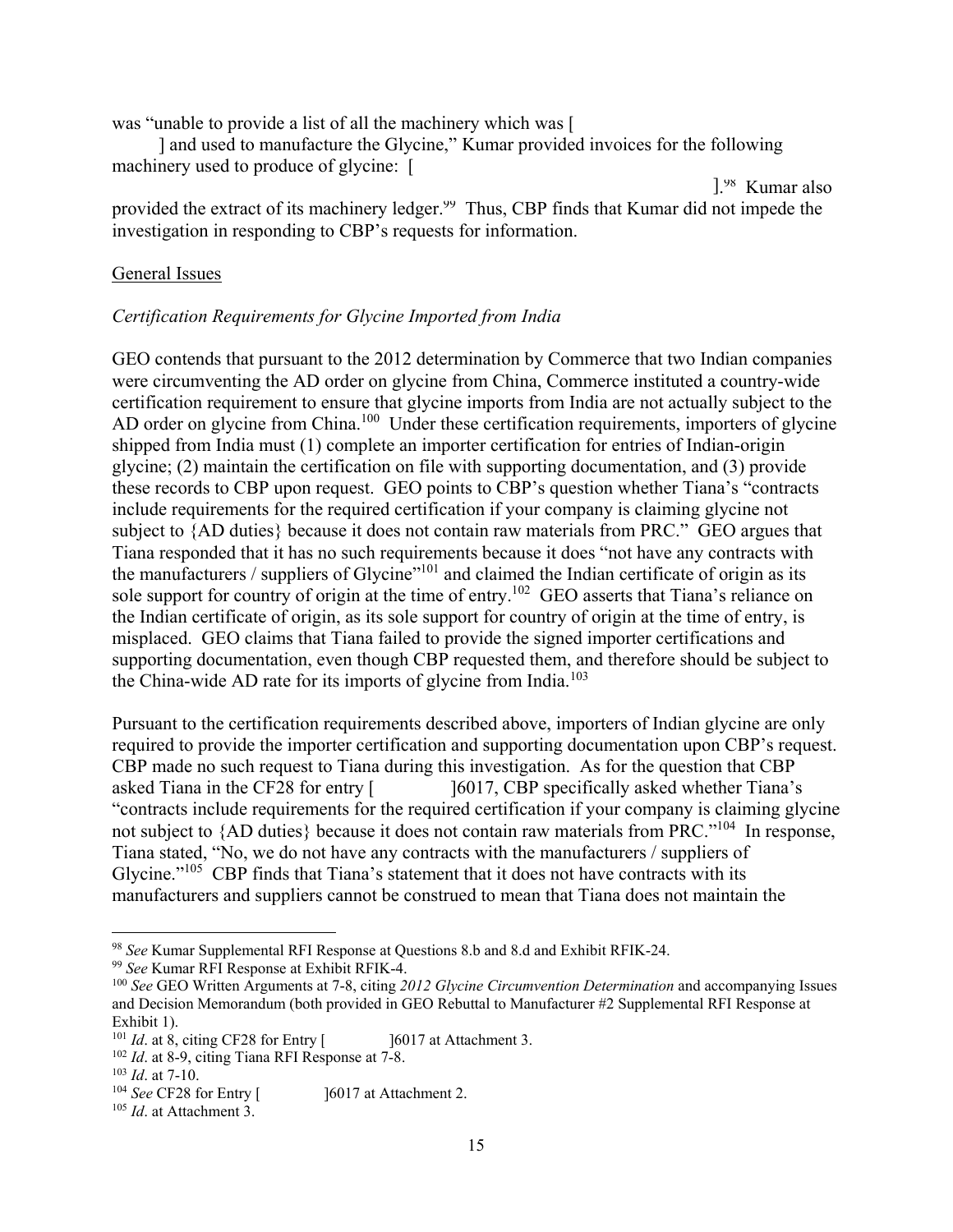was "unable to provide a list of all the machinery which was [ ] and used to manufacture the Glycine," Kumar provided invoices for the following machinery used to produce of glycine: [ ].[98] Kumar also provided the extract of its machinery ledger.[99] Thus, CBP finds that Kumar did not impede the investigation in responding to CBP's requests for information.

General Issues

*Certification Requirements for Glycine Imported from India*

GEO contends that pursuant to the 2012 determination by Commerce that two Indian companies were circumventing the AD order on glycine from China, Commerce instituted a country-wide certification requirement to ensure that glycine imports from India are not actually subject to the AD order on glycine from China.[100] Under these certification requirements, importers of glycine shipped from India must (1) complete an importer certification for entries of Indian-origin glycine; (2) maintain the certification on file with supporting documentation, and (3) provide these records to CBP upon request. GEO points to CBP's question whether Tiana's "contracts include requirements for the required certification if your company is claiming glycine not subject to {AD duties} because it does not contain raw materials from PRC." GEO argues that Tiana responded that it has no such requirements because it does "not have any contracts with the manufacturers / suppliers of Glycine"[101] and claimed the Indian certificate of origin as its sole support for country of origin at the time of entry.[102] GEO asserts that Tiana's reliance on the Indian certificate of origin, as its sole support for country of origin at the time of entry, is misplaced. GEO claims that Tiana failed to provide the signed importer certifications and supporting documentation, even though CBP requested them, and therefore should be subject to the China-wide AD rate for its imports of glycine from India.[103]

Pursuant to the certification requirements described above, importers of Indian glycine are only required to provide the importer certification and supporting documentation upon CBP's request. CBP made no such request to Tiana during this investigation. As for the question that CBP asked Tiana in the CF28 for entry [ ]6017, CBP specifically asked whether Tiana's "contracts include requirements for the required certification if your company is claiming glycine not subject to {AD duties} because it does not contain raw materials from PRC."[104] In response, Tiana stated, "No, we do not have any contracts with the manufacturers / suppliers of Glycine."[105] CBP finds that Tiana's statement that it does not have contracts with its manufacturers and suppliers cannot be construed to mean that Tiana does not maintain the

---

[98] *See* Kumar Supplemental RFI Response at Questions 8.b and 8.d and Exhibit RFIK-24.

[99] *See* Kumar RFI Response at Exhibit RFIK-4.

[100] *See* GEO Written Arguments at 7-8, citing *2012 Glycine Circumvention Determination* and accompanying Issues and Decision Memorandum (both provided in GEO Rebuttal to Manufacturer #2 Supplemental RFI Response at Exhibit 1).

[101] *Id*. at 8, citing CF28 for Entry [ ]6017 at Attachment 3.

[102] *Id*. at 8-9, citing Tiana RFI Response at 7-8.

[103] *Id*. at 7-10.

[104] *See* CF28 for Entry [ ]6017 at Attachment 2.

[105] *Id*. at Attachment 3.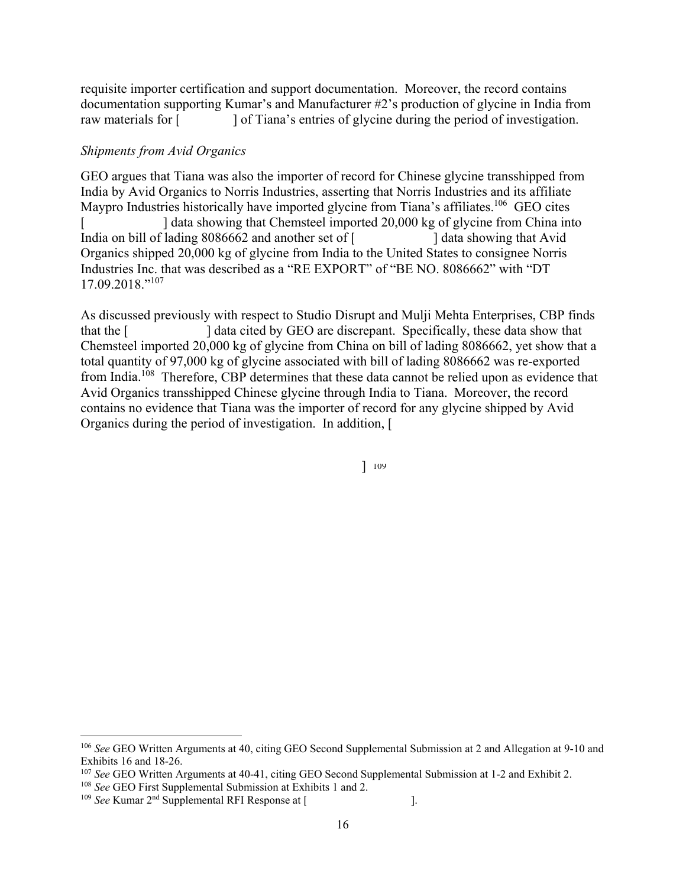requisite importer certification and support documentation. Moreover, the record contains documentation supporting Kumar's and Manufacturer #2's production of glycine in India from raw materials for [ ] of Tiana's entries of glycine during the period of investigation.

*Shipments from Avid Organics*

GEO argues that Tiana was also the importer of record for Chinese glycine transshipped from India by Avid Organics to Norris Industries, asserting that Norris Industries and its affiliate Maypro Industries historically have imported glycine from Tiana's affiliates.[106] GEO cites [ ] data showing that Chemsteel imported 20,000 kg of glycine from China into India on bill of lading 8086662 and another set of [ ] data showing that Avid Organics shipped 20,000 kg of glycine from India to the United States to consignee Norris Industries Inc. that was described as a "RE EXPORT" of "BE NO. 8086662" with "DT 17.09.2018."[107]

As discussed previously with respect to Studio Disrupt and Mulji Mehta Enterprises, CBP finds that the [ ] data cited by GEO are discrepant. Specifically, these data show that Chemsteel imported 20,000 kg of glycine from China on bill of lading 8086662, yet show that a total quantity of 97,000 kg of glycine associated with bill of lading 8086662 was re-exported from India.[108] Therefore, CBP determines that these data cannot be relied upon as evidence that Avid Organics transshipped Chinese glycine through India to Tiana. Moreover, the record contains no evidence that Tiana was the importer of record for any glycine shipped by Avid Organics during the period of investigation. In addition, [

]. [109]

---

[106] *See* GEO Written Arguments at 40, citing GEO Second Supplemental Submission at 2 and Allegation at 9-10 and Exhibits 16 and 18-26.

[107] *See* GEO Written Arguments at 40-41, citing GEO Second Supplemental Submission at 1-2 and Exhibit 2.

[108] *See* GEO First Supplemental Submission at Exhibits 1 and 2.

[109] *See* Kumar 2nd Supplemental RFI Response at [ ].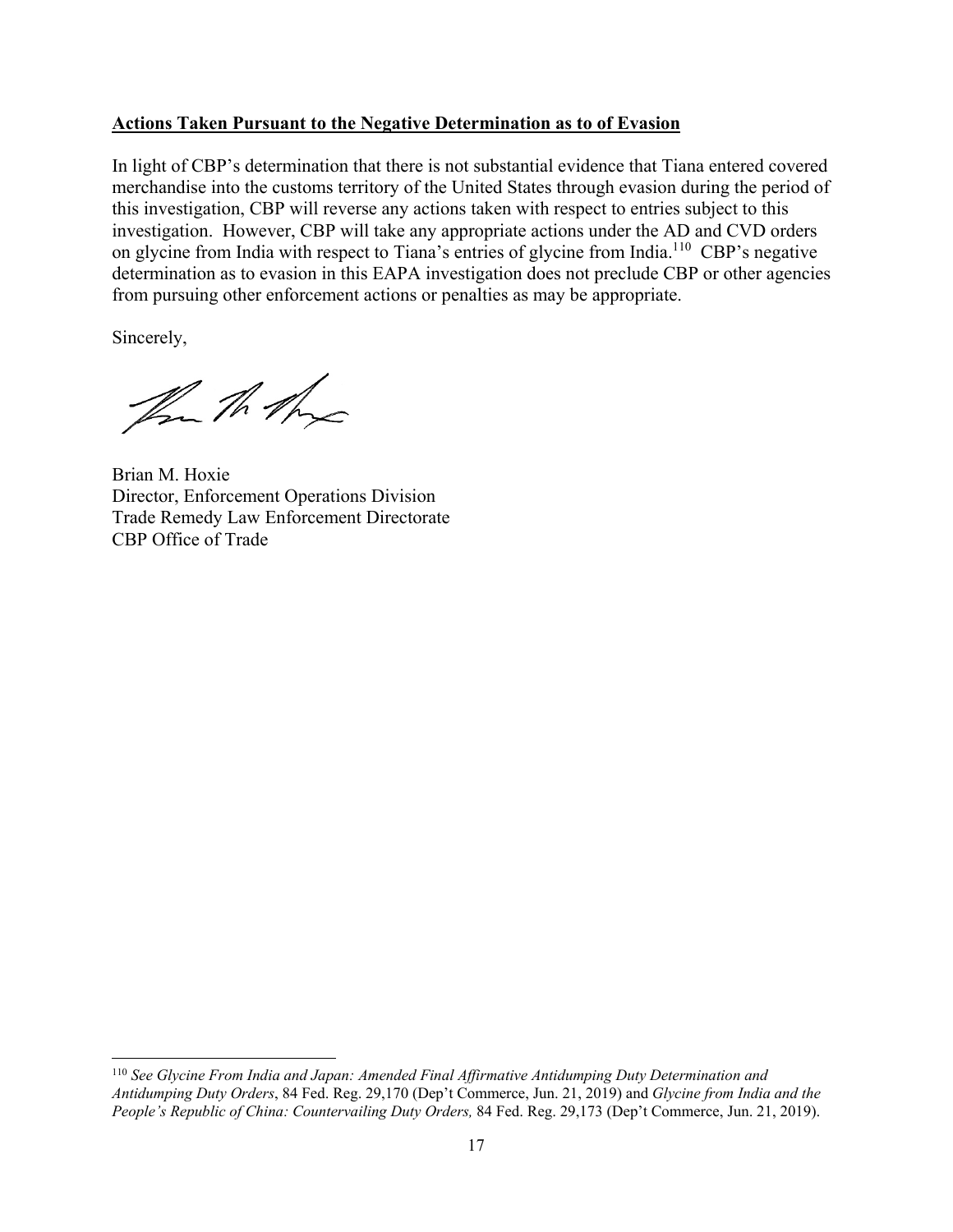**Actions Taken Pursuant to the Negative Determination as to of Evasion**

In light of CBP's determination that there is not substantial evidence that Tiana entered covered merchandise into the customs territory of the United States through evasion during the period of this investigation, CBP will reverse any actions taken with respect to entries subject to this investigation. However, CBP will take any appropriate actions under the AD and CVD orders on glycine from India with respect to Tiana's entries of glycine from India.[110] CBP's negative determination as to evasion in this EAPA investigation does not preclude CBP or other agencies from pursuing other enforcement actions or penalties as may be appropriate.

Sincerely,

Brian M. Hoxie
Director, Enforcement Operations Division
Trade Remedy Law Enforcement Directorate
CBP Office of Trade

---

[110] *See Glycine From India and Japan: Amended Final Affirmative Antidumping Duty Determination and Antidumping Duty Orders*, 84 Fed. Reg. 29,170 (Dep't Commerce, Jun. 21, 2019) and *Glycine from India and the People's Republic of China: Countervailing Duty Orders,* 84 Fed. Reg. 29,173 (Dep't Commerce, Jun. 21, 2019).